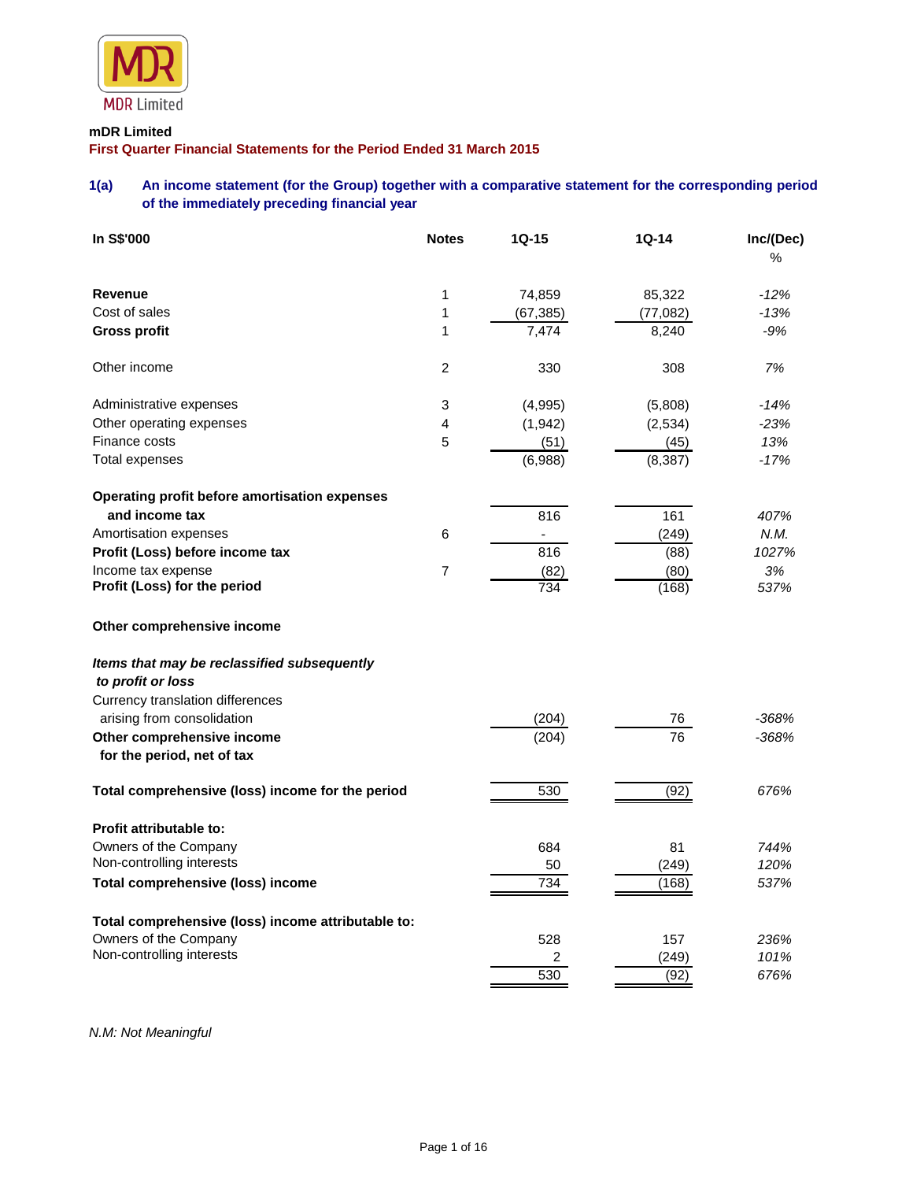**mDR Limited**

**First Quarter Financial Statements for the Period Ended 31 March 2015**

### 1(a) An income statement (for the Group) together with a comparative statement for the corresponding period of the immediately preceding financial year

| In S$'000 | Notes | 1Q-15 | 1Q-14 | Inc/(Dec) % |
|---|---|---|---|---|
| **Revenue** | 1 | 74,859 | 85,322 | *-12%* |
| Cost of sales | 1 | (67,385) | (77,082) | *-13%* |
| **Gross profit** | 1 | 7,474 | 8,240 | *-9%* |
| | | | | |
| Other income | 2 | 330 | 308 | *7%* |
| | | | | |
| Administrative expenses | 3 | (4,995) | (5,808) | *-14%* |
| Other operating expenses | 4 | (1,942) | (2,534) | *-23%* |
| Finance costs | 5 | (51) | (45) | *13%* |
| Total expenses | | (6,988) | (8,387) | *-17%* |
| | | | | |
| **Operating profit before amortisation expenses and income tax** | | 816 | 161 | *407%* |
| Amortisation expenses | 6 | - | (249) | *N.M.* |
| **Profit (Loss) before income tax** | | 816 | (88) | *1027%* |
| Income tax expense | 7 | (82) | (80) | *3%* |
| **Profit (Loss) for the period** | | 734 | (168) | *537%* |
| | | | | |
| **Other comprehensive income** | | | | |
| | | | | |
| ***Items that may be reclassified subsequently to profit or loss*** | | | | |
| Currency translation differences arising from consolidation | | (204) | 76 | *-368%* |
| **Other comprehensive income for the period, net of tax** | | (204) | 76 | *-368%* |
| | | | | |
| **Total comprehensive (loss) income for the period** | | 530 | (92) | *676%* |
| | | | | |
| **Profit attributable to:** | | | | |
| Owners of the Company | | 684 | 81 | *744%* |
| Non-controlling interests | | 50 | (249) | *120%* |
| **Total comprehensive (loss) income** | | 734 | (168) | *537%* |
| | | | | |
| **Total comprehensive (loss) income attributable to:** | | | | |
| Owners of the Company | | 528 | 157 | *236%* |
| Non-controlling interests | | 2 | (249) | *101%* |
| | | 530 | (92) | *676%* |

*N.M: Not Meaningful*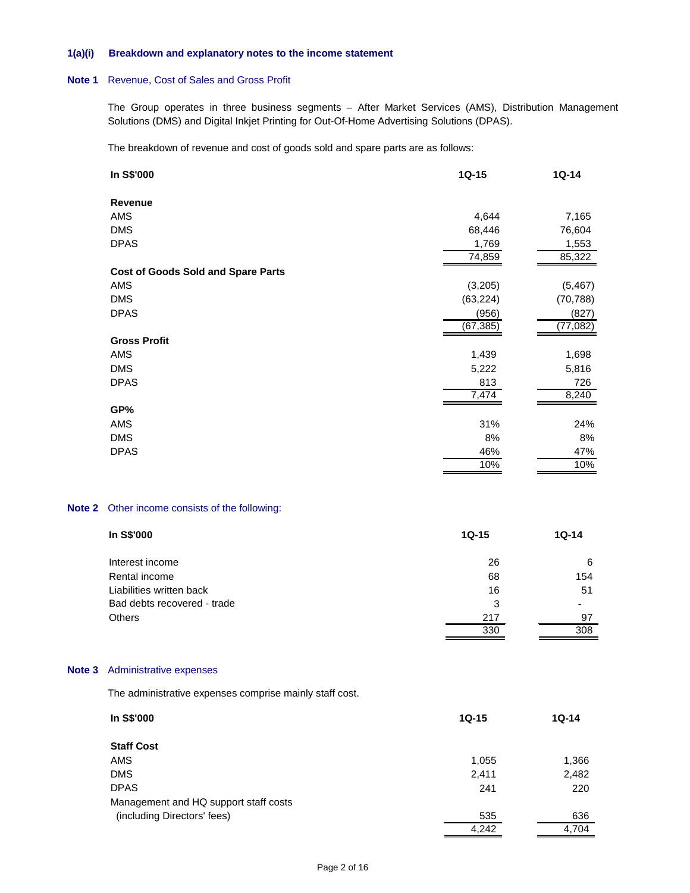### 1(a)(i) Breakdown and explanatory notes to the income statement

**Note 1** Revenue, Cost of Sales and Gross Profit

The Group operates in three business segments – After Market Services (AMS), Distribution Management Solutions (DMS) and Digital Inkjet Printing for Out-Of-Home Advertising Solutions (DPAS).

The breakdown of revenue and cost of goods sold and spare parts are as follows:

| In S$'000 | 1Q-15 | 1Q-14 |
|---|---|---|
| **Revenue** | | |
| AMS | 4,644 | 7,165 |
| DMS | 68,446 | 76,604 |
| DPAS | 1,769 | 1,553 |
| | 74,859 | 85,322 |
| **Cost of Goods Sold and Spare Parts** | | |
| AMS | (3,205) | (5,467) |
| DMS | (63,224) | (70,788) |
| DPAS | (956) | (827) |
| | (67,385) | (77,082) |
| **Gross Profit** | | |
| AMS | 1,439 | 1,698 |
| DMS | 5,222 | 5,816 |
| DPAS | 813 | 726 |
| | 7,474 | 8,240 |
| **GP%** | | |
| AMS | 31% | 24% |
| DMS | 8% | 8% |
| DPAS | 46% | 47% |
| | 10% | 10% |

**Note 2** Other income consists of the following:

| In S$'000 | 1Q-15 | 1Q-14 |
|---|---|---|
| Interest income | 26 | 6 |
| Rental income | 68 | 154 |
| Liabilities written back | 16 | 51 |
| Bad debts recovered - trade | 3 | - |
| Others | 217 | 97 |
| | 330 | 308 |

**Note 3** Administrative expenses

The administrative expenses comprise mainly staff cost.

| In S$'000 | 1Q-15 | 1Q-14 |
|---|---|---|
| **Staff Cost** | | |
| AMS | 1,055 | 1,366 |
| DMS | 2,411 | 2,482 |
| DPAS | 241 | 220 |
| Management and HQ support staff costs (including Directors' fees) | 535 | 636 |
| | 4,242 | 4,704 |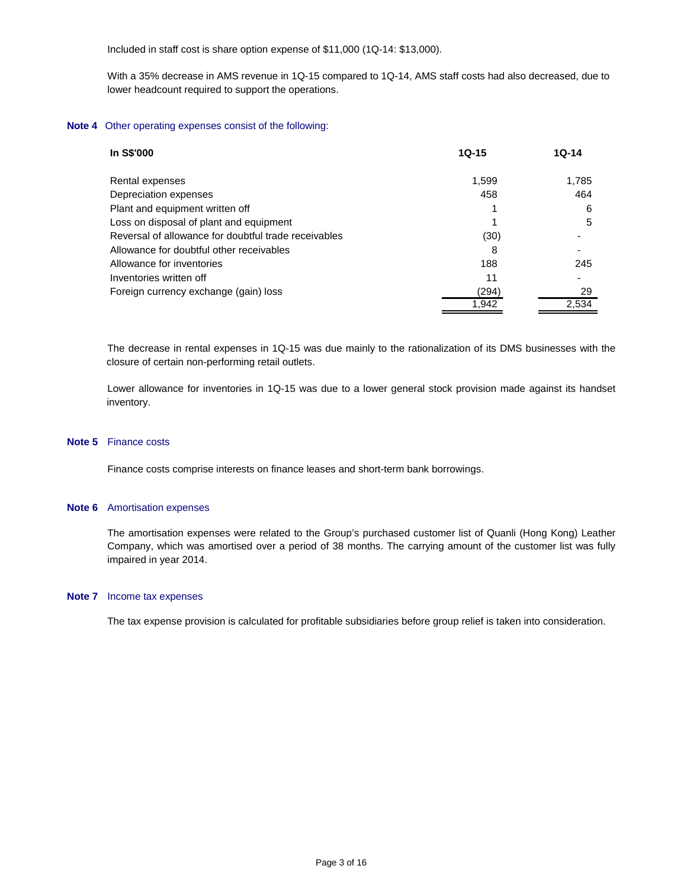Included in staff cost is share option expense of $11,000 (1Q-14: $13,000).

With a 35% decrease in AMS revenue in 1Q-15 compared to 1Q-14, AMS staff costs had also decreased, due to lower headcount required to support the operations.

**Note 4** Other operating expenses consist of the following:

| In S$'000 | 1Q-15 | 1Q-14 |
|---|---|---|
| Rental expenses | 1,599 | 1,785 |
| Depreciation expenses | 458 | 464 |
| Plant and equipment written off | 1 | 6 |
| Loss on disposal of plant and equipment | 1 | 5 |
| Reversal of allowance for doubtful trade receivables | (30) | - |
| Allowance for doubtful other receivables | 8 | - |
| Allowance for inventories | 188 | 245 |
| Inventories written off | 11 | - |
| Foreign currency exchange (gain) loss | (294) | 29 |
| | 1,942 | 2,534 |

The decrease in rental expenses in 1Q-15 was due mainly to the rationalization of its DMS businesses with the closure of certain non-performing retail outlets.

Lower allowance for inventories in 1Q-15 was due to a lower general stock provision made against its handset inventory.

**Note 5** Finance costs

Finance costs comprise interests on finance leases and short-term bank borrowings.

**Note 6** Amortisation expenses

The amortisation expenses were related to the Group's purchased customer list of Quanli (Hong Kong) Leather Company, which was amortised over a period of 38 months. The carrying amount of the customer list was fully impaired in year 2014.

**Note 7** Income tax expenses

The tax expense provision is calculated for profitable subsidiaries before group relief is taken into consideration.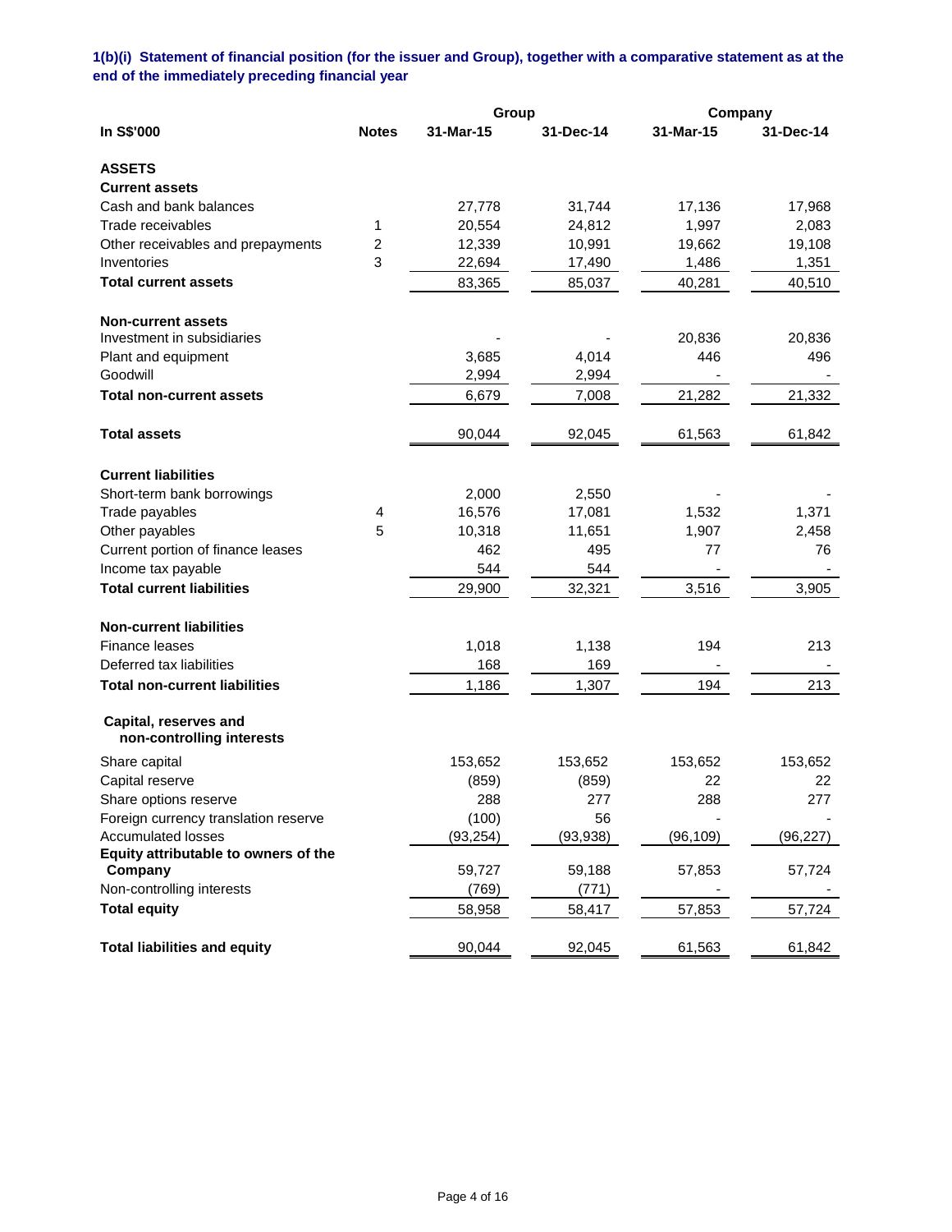**1(b)(i) Statement of financial position (for the issuer and Group), together with a comparative statement as at the end of the immediately preceding financial year**

| In S$'000 | Notes | Group | | Company | |
|---|---|---|---|---|---|
| | | 31-Mar-15 | 31-Dec-14 | 31-Mar-15 | 31-Dec-14 |
| **ASSETS** | | | | | |
| **Current assets** | | | | | |
| Cash and bank balances | | 27,778 | 31,744 | 17,136 | 17,968 |
| Trade receivables | 1 | 20,554 | 24,812 | 1,997 | 2,083 |
| Other receivables and prepayments | 2 | 12,339 | 10,991 | 19,662 | 19,108 |
| Inventories | 3 | 22,694 | 17,490 | 1,486 | 1,351 |
| **Total current assets** | | 83,365 | 85,037 | 40,281 | 40,510 |
| **Non-current assets** | | | | | |
| Investment in subsidiaries | | - | - | 20,836 | 20,836 |
| Plant and equipment | | 3,685 | 4,014 | 446 | 496 |
| Goodwill | | 2,994 | 2,994 | - | - |
| **Total non-current assets** | | 6,679 | 7,008 | 21,282 | 21,332 |
| **Total assets** | | 90,044 | 92,045 | 61,563 | 61,842 |
| **Current liabilities** | | | | | |
| Short-term bank borrowings | | 2,000 | 2,550 | - | - |
| Trade payables | 4 | 16,576 | 17,081 | 1,532 | 1,371 |
| Other payables | 5 | 10,318 | 11,651 | 1,907 | 2,458 |
| Current portion of finance leases | | 462 | 495 | 77 | 76 |
| Income tax payable | | 544 | 544 | - | - |
| **Total current liabilities** | | 29,900 | 32,321 | 3,516 | 3,905 |
| **Non-current liabilities** | | | | | |
| Finance leases | | 1,018 | 1,138 | 194 | 213 |
| Deferred tax liabilities | | 168 | 169 | - | - |
| **Total non-current liabilities** | | 1,186 | 1,307 | 194 | 213 |
| **Capital, reserves and non-controlling interests** | | | | | |
| Share capital | | 153,652 | 153,652 | 153,652 | 153,652 |
| Capital reserve | | (859) | (859) | 22 | 22 |
| Share options reserve | | 288 | 277 | 288 | 277 |
| Foreign currency translation reserve | | (100) | 56 | - | - |
| Accumulated losses | | (93,254) | (93,938) | (96,109) | (96,227) |
| **Equity attributable to owners of the Company** | | 59,727 | 59,188 | 57,853 | 57,724 |
| Non-controlling interests | | (769) | (771) | - | - |
| **Total equity** | | 58,958 | 58,417 | 57,853 | 57,724 |
| **Total liabilities and equity** | | 90,044 | 92,045 | 61,563 | 61,842 |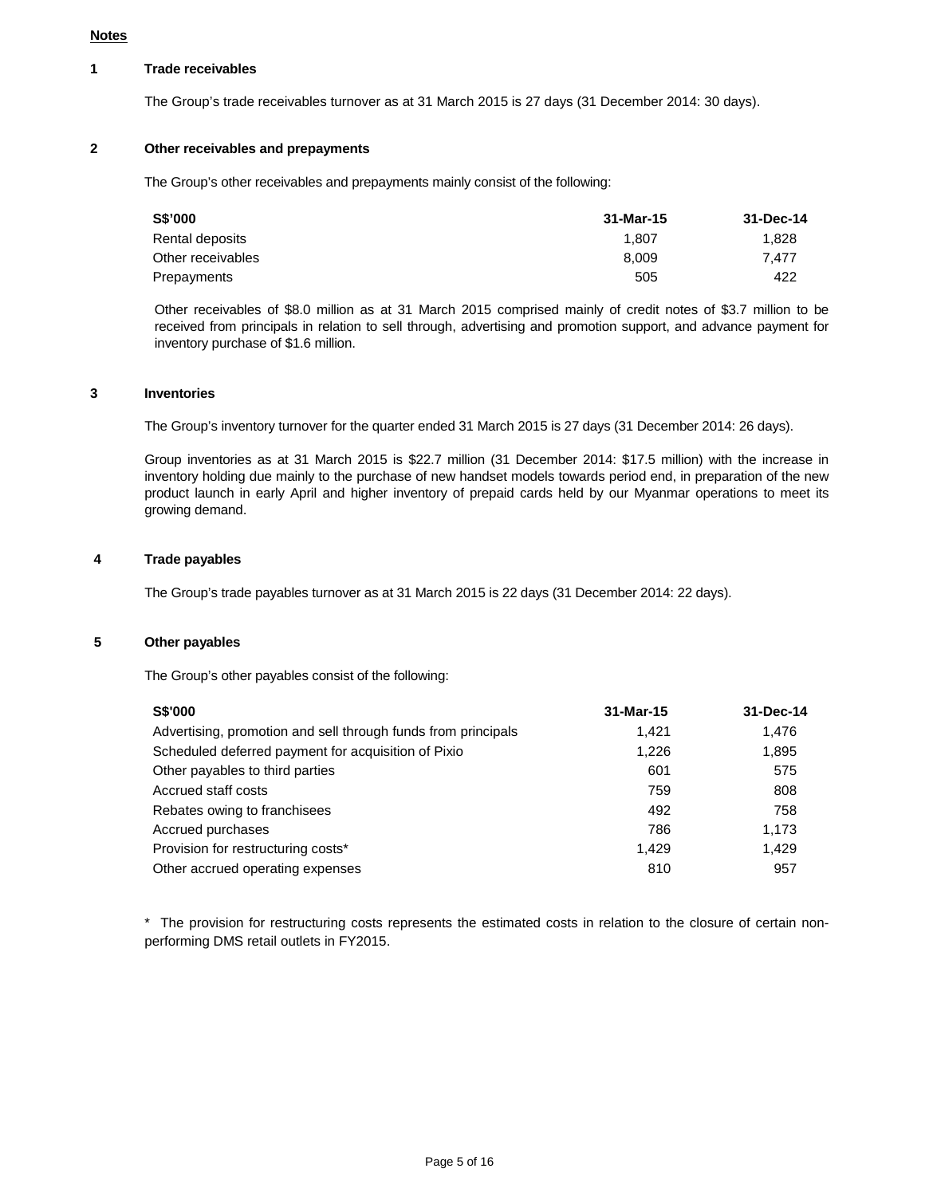**Notes**

**1 Trade receivables**

The Group's trade receivables turnover as at 31 March 2015 is 27 days (31 December 2014: 30 days).

**2 Other receivables and prepayments**

The Group's other receivables and prepayments mainly consist of the following:

| S$'000 | 31-Mar-15 | 31-Dec-14 |
|---|---|---|
| Rental deposits | 1,807 | 1,828 |
| Other receivables | 8,009 | 7,477 |
| Prepayments | 505 | 422 |

Other receivables of $8.0 million as at 31 March 2015 comprised mainly of credit notes of $3.7 million to be received from principals in relation to sell through, advertising and promotion support, and advance payment for inventory purchase of $1.6 million.

**3 Inventories**

The Group's inventory turnover for the quarter ended 31 March 2015 is 27 days (31 December 2014: 26 days).

Group inventories as at 31 March 2015 is $22.7 million (31 December 2014: $17.5 million) with the increase in inventory holding due mainly to the purchase of new handset models towards period end, in preparation of the new product launch in early April and higher inventory of prepaid cards held by our Myanmar operations to meet its growing demand.

**4 Trade payables**

The Group's trade payables turnover as at 31 March 2015 is 22 days (31 December 2014: 22 days).

**5 Other payables**

The Group's other payables consist of the following:

| S$'000 | 31-Mar-15 | 31-Dec-14 |
|---|---|---|
| Advertising, promotion and sell through funds from principals | 1,421 | 1,476 |
| Scheduled deferred payment for acquisition of Pixio | 1,226 | 1,895 |
| Other payables to third parties | 601 | 575 |
| Accrued staff costs | 759 | 808 |
| Rebates owing to franchisees | 492 | 758 |
| Accrued purchases | 786 | 1,173 |
| Provision for restructuring costs* | 1,429 | 1,429 |
| Other accrued operating expenses | 810 | 957 |

\* The provision for restructuring costs represents the estimated costs in relation to the closure of certain non-performing DMS retail outlets in FY2015.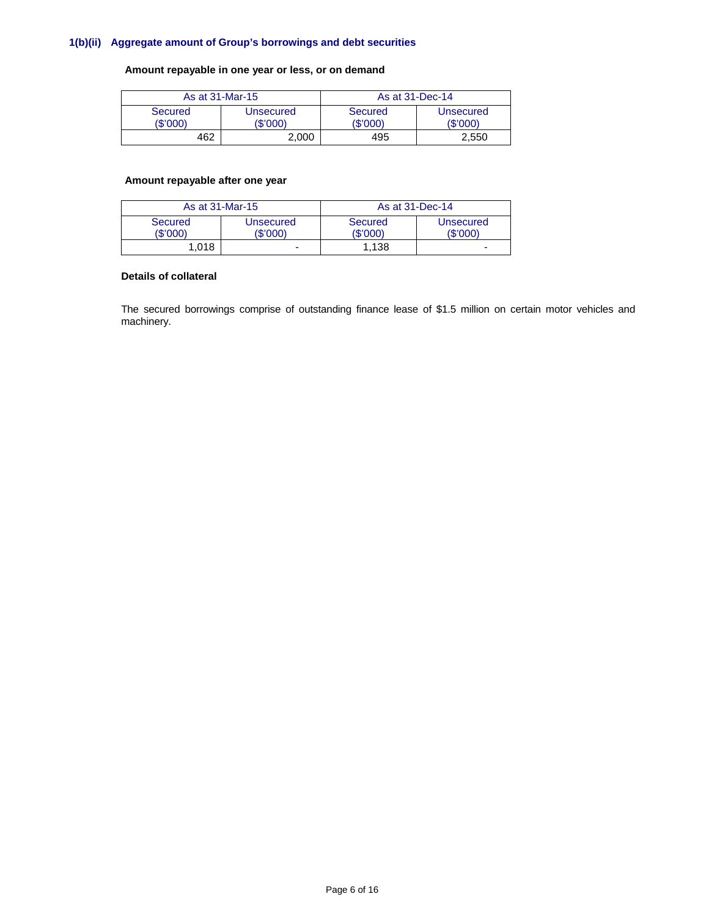### 1(b)(ii) Aggregate amount of Group's borrowings and debt securities

**Amount repayable in one year or less, or on demand**

| As at 31-Mar-15 | | As at 31-Dec-14 | |
|---|---|---|---|
| Secured ($'000) | Unsecured ($'000) | Secured ($'000) | Unsecured ($'000) |
| 462 | 2,000 | 495 | 2,550 |

**Amount repayable after one year**

| As at 31-Mar-15 | | As at 31-Dec-14 | |
|---|---|---|---|
| Secured ($'000) | Unsecured ($'000) | Secured ($'000) | Unsecured ($'000) |
| 1,018 | - | 1,138 | - |

**Details of collateral**

The secured borrowings comprise of outstanding finance lease of $1.5 million on certain motor vehicles and machinery.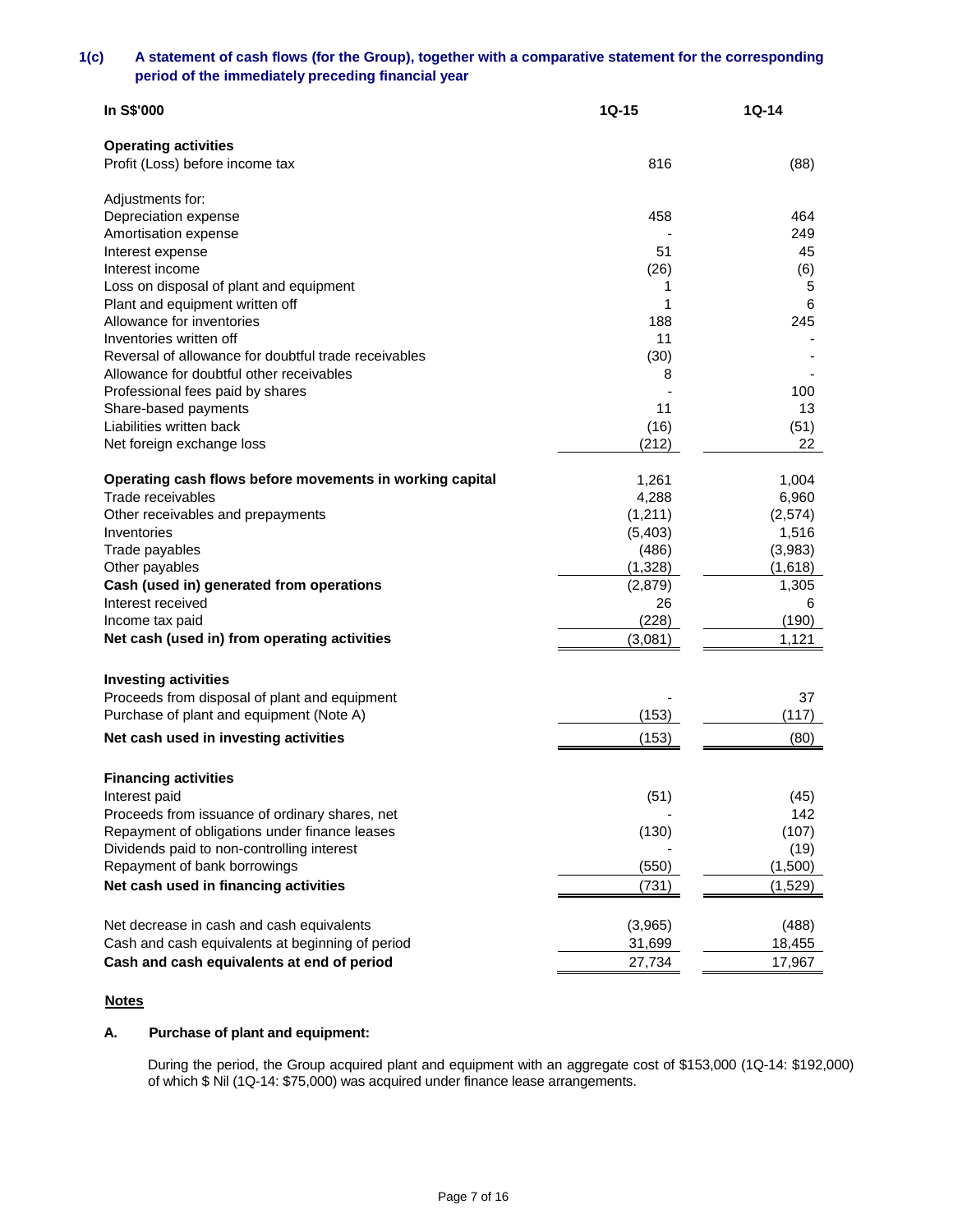### 1(c) A statement of cash flows (for the Group), together with a comparative statement for the corresponding period of the immediately preceding financial year

| In S$'000 | 1Q-15 | 1Q-14 |
|---|---|---|
| **Operating activities** | | |
| Profit (Loss) before income tax | 816 | (88) |
| | | |
| Adjustments for: | | |
| Depreciation expense | 458 | 464 |
| Amortisation expense | - | 249 |
| Interest expense | 51 | 45 |
| Interest income | (26) | (6) |
| Loss on disposal of plant and equipment | 1 | 5 |
| Plant and equipment written off | 1 | 6 |
| Allowance for inventories | 188 | 245 |
| Inventories written off | 11 | - |
| Reversal of allowance for doubtful trade receivables | (30) | - |
| Allowance for doubtful other receivables | 8 | - |
| Professional fees paid by shares | - | 100 |
| Share-based payments | 11 | 13 |
| Liabilities written back | (16) | (51) |
| Net foreign exchange loss | (212) | 22 |
| | | |
| **Operating cash flows before movements in working capital** | 1,261 | 1,004 |
| Trade receivables | 4,288 | 6,960 |
| Other receivables and prepayments | (1,211) | (2,574) |
| Inventories | (5,403) | 1,516 |
| Trade payables | (486) | (3,983) |
| Other payables | (1,328) | (1,618) |
| **Cash (used in) generated from operations** | (2,879) | 1,305 |
| Interest received | 26 | 6 |
| Income tax paid | (228) | (190) |
| **Net cash (used in) from operating activities** | (3,081) | 1,121 |
| | | |
| **Investing activities** | | |
| Proceeds from disposal of plant and equipment | - | 37 |
| Purchase of plant and equipment (Note A) | (153) | (117) |
| **Net cash used in investing activities** | (153) | (80) |
| | | |
| **Financing activities** | | |
| Interest paid | (51) | (45) |
| Proceeds from issuance of ordinary shares, net | - | 142 |
| Repayment of obligations under finance leases | (130) | (107) |
| Dividends paid to non-controlling interest | - | (19) |
| Repayment of bank borrowings | (550) | (1,500) |
| **Net cash used in financing activities** | (731) | (1,529) |
| | | |
| Net decrease in cash and cash equivalents | (3,965) | (488) |
| Cash and cash equivalents at beginning of period | 31,699 | 18,455 |
| **Cash and cash equivalents at end of period** | 27,734 | 17,967 |

**Notes**

**A. Purchase of plant and equipment:**

During the period, the Group acquired plant and equipment with an aggregate cost of $153,000 (1Q-14: $192,000) of which $ Nil (1Q-14: $75,000) was acquired under finance lease arrangements.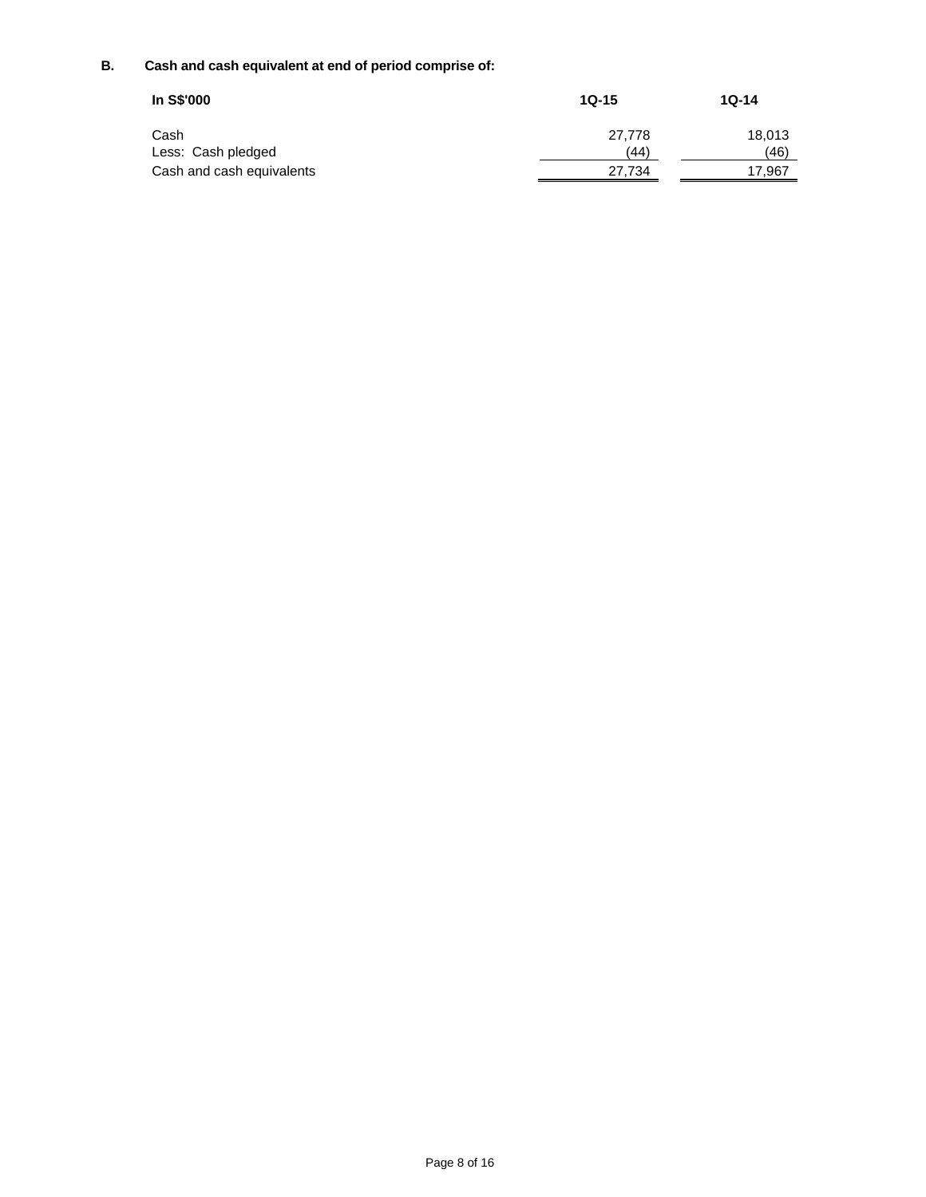**B. Cash and cash equivalent at end of period comprise of:**

| In S$'000 | 1Q-15 | 1Q-14 |
|---|---|---|
| Cash | 27,778 | 18,013 |
| Less: Cash pledged | (44) | (46) |
| Cash and cash equivalents | 27,734 | 17,967 |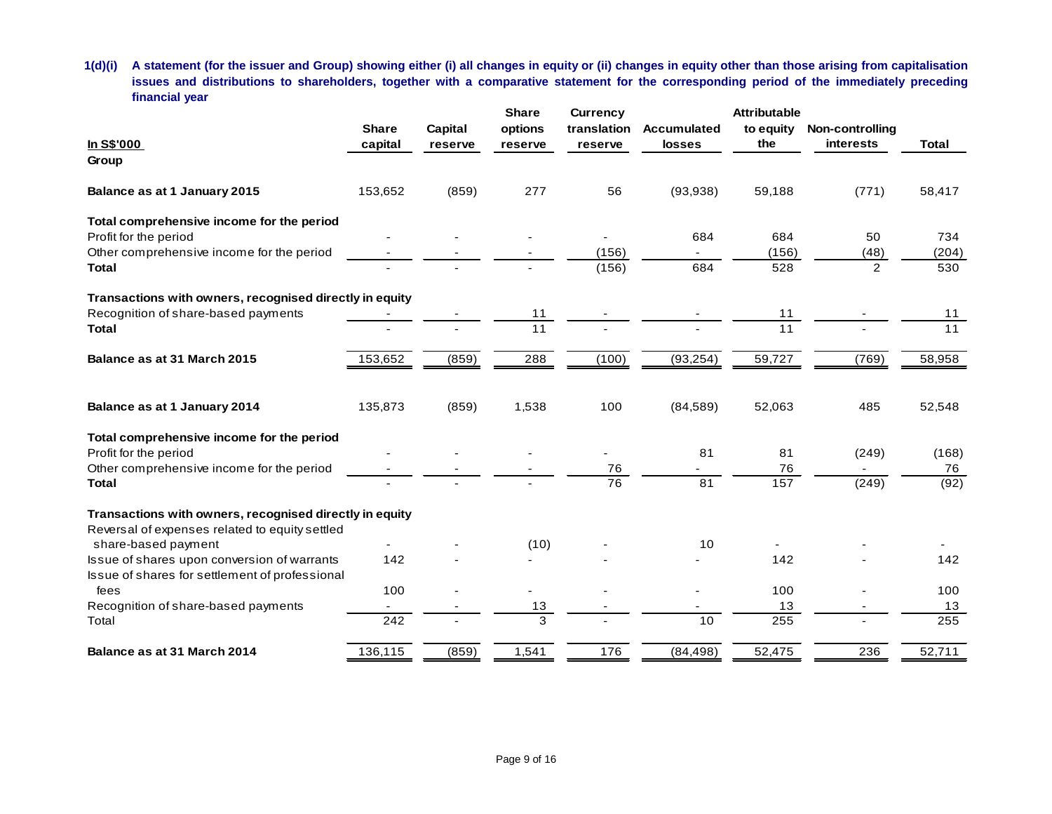**1(d)(i) A statement (for the issuer and Group) showing either (i) all changes in equity or (ii) changes in equity other than those arising from capitalisation issues and distributions to shareholders, together with a comparative statement for the corresponding period of the immediately preceding financial year**

| In S$'000 | Share capital | Capital reserve | Share options reserve | Currency translation reserve | Accumulated losses | Attributable to equity the | Non-controlling interests | Total |
|---|---|---|---|---|---|---|---|---|
| **Group** | | | | | | | | |
| **Balance as at 1 January 2015** | 153,652 | (859) | 277 | 56 | (93,938) | 59,188 | (771) | 58,417 |
| **Total comprehensive income for the period** | | | | | | | | |
| Profit for the period | - | - | - | - | 684 | 684 | 50 | 734 |
| Other comprehensive income for the period | - | - | - | (156) | - | (156) | (48) | (204) |
| **Total** | - | - | - | (156) | 684 | 528 | 2 | 530 |
| **Transactions with owners, recognised directly in equity** | | | | | | | | |
| Recognition of share-based payments | - | - | 11 | - | - | 11 | - | 11 |
| **Total** | - | - | 11 | - | - | 11 | - | 11 |
| **Balance as at 31 March 2015** | 153,652 | (859) | 288 | (100) | (93,254) | 59,727 | (769) | 58,958 |
| | | | | | | | | |
| **Balance as at 1 January 2014** | 135,873 | (859) | 1,538 | 100 | (84,589) | 52,063 | 485 | 52,548 |
| **Total comprehensive income for the period** | | | | | | | | |
| Profit for the period | - | - | - | - | 81 | 81 | (249) | (168) |
| Other comprehensive income for the period | - | - | - | 76 | - | 76 | - | 76 |
| **Total** | - | - | - | 76 | 81 | 157 | (249) | (92) |
| **Transactions with owners, recognised directly in equity** | | | | | | | | |
| Reversal of expenses related to equity settled share-based payment | - | - | (10) | - | 10 | - | - | - |
| Issue of shares upon conversion of warrants | 142 | - | - | - | - | 142 | - | 142 |
| Issue of shares for settlement of professional fees | 100 | - | - | - | - | 100 | - | 100 |
| Recognition of share-based payments | - | - | 13 | - | - | 13 | - | 13 |
| Total | 242 | - | 3 | - | 10 | 255 | - | 255 |
| **Balance as at 31 March 2014** | 136,115 | (859) | 1,541 | 176 | (84,498) | 52,475 | 236 | 52,711 |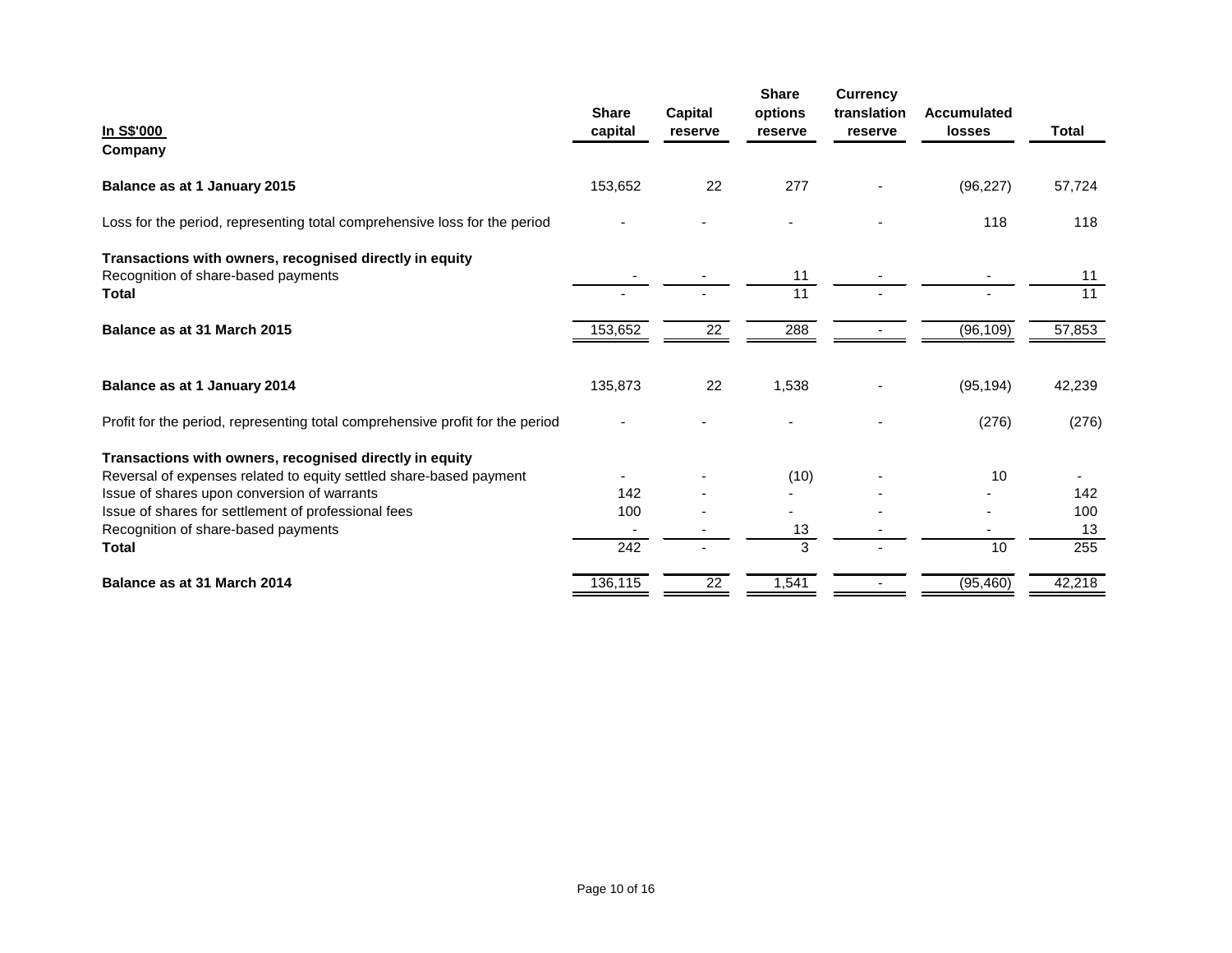| In S$'000 | Share capital | Capital reserve | Share options reserve | Currency translation reserve | Accumulated losses | Total |
|---|---|---|---|---|---|---|
| **Company** | | | | | | |
| **Balance as at 1 January 2015** | 153,652 | 22 | 277 | - | (96,227) | 57,724 |
| Loss for the period, representing total comprehensive loss for the period | - | - | - | - | 118 | 118 |
| **Transactions with owners, recognised directly in equity** | | | | | | |
| Recognition of share-based payments | - | - | 11 | - | - | 11 |
| **Total** | - | - | 11 | - | - | 11 |
| **Balance as at 31 March 2015** | 153,652 | 22 | 288 | - | (96,109) | 57,853 |
| | | | | | | |
| **Balance as at 1 January 2014** | 135,873 | 22 | 1,538 | - | (95,194) | 42,239 |
| Profit for the period, representing total comprehensive profit for the period | - | - | - | - | (276) | (276) |
| **Transactions with owners, recognised directly in equity** | | | | | | |
| Reversal of expenses related to equity settled share-based payment | - | - | (10) | - | 10 | - |
| Issue of shares upon conversion of warrants | 142 | - | - | - | - | 142 |
| Issue of shares for settlement of professional fees | 100 | - | - | - | - | 100 |
| Recognition of share-based payments | - | - | 13 | - | - | 13 |
| **Total** | 242 | - | 3 | - | 10 | 255 |
| **Balance as at 31 March 2014** | 136,115 | 22 | 1,541 | - | (95,460) | 42,218 |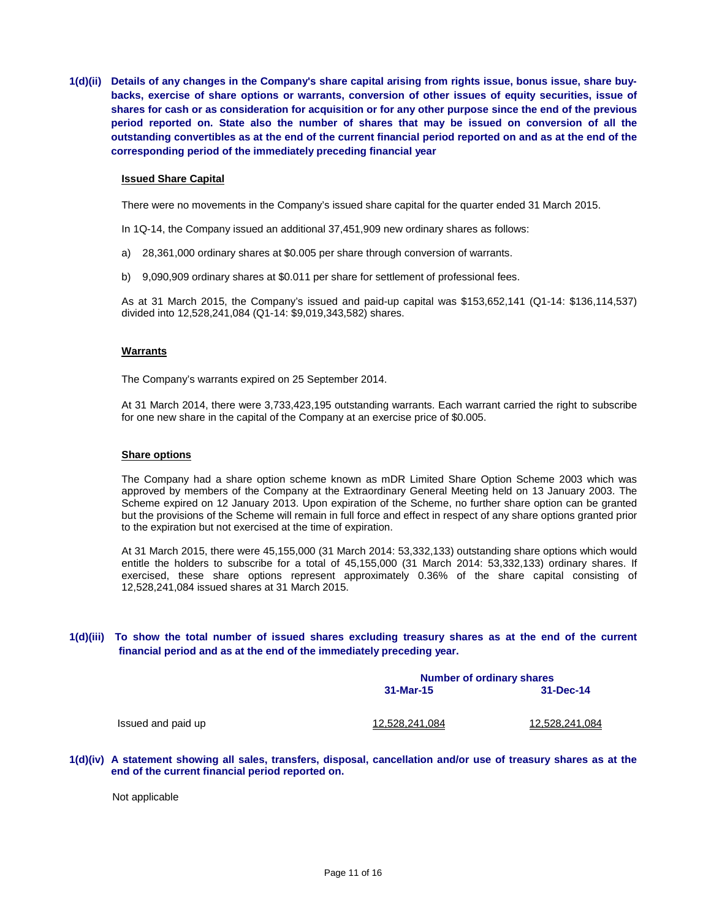**1(d)(ii) Details of any changes in the Company's share capital arising from rights issue, bonus issue, share buy-backs, exercise of share options or warrants, conversion of other issues of equity securities, issue of shares for cash or as consideration for acquisition or for any other purpose since the end of the previous period reported on. State also the number of shares that may be issued on conversion of all the outstanding convertibles as at the end of the current financial period reported on and as at the end of the corresponding period of the immediately preceding financial year**

**Issued Share Capital**

There were no movements in the Company's issued share capital for the quarter ended 31 March 2015.

In 1Q-14, the Company issued an additional 37,451,909 new ordinary shares as follows:

a) 28,361,000 ordinary shares at $0.005 per share through conversion of warrants.

b) 9,090,909 ordinary shares at $0.011 per share for settlement of professional fees.

As at 31 March 2015, the Company's issued and paid-up capital was $153,652,141 (Q1-14: $136,114,537) divided into 12,528,241,084 (Q1-14: $9,019,343,582) shares.

**Warrants**

The Company's warrants expired on 25 September 2014.

At 31 March 2014, there were 3,733,423,195 outstanding warrants. Each warrant carried the right to subscribe for one new share in the capital of the Company at an exercise price of $0.005.

**Share options**

The Company had a share option scheme known as mDR Limited Share Option Scheme 2003 which was approved by members of the Company at the Extraordinary General Meeting held on 13 January 2003. The Scheme expired on 12 January 2013. Upon expiration of the Scheme, no further share option can be granted but the provisions of the Scheme will remain in full force and effect in respect of any share options granted prior to the expiration but not exercised at the time of expiration.

At 31 March 2015, there were 45,155,000 (31 March 2014: 53,332,133) outstanding share options which would entitle the holders to subscribe for a total of 45,155,000 (31 March 2014: 53,332,133) ordinary shares. If exercised, these share options represent approximately 0.36% of the share capital consisting of 12,528,241,084 issued shares at 31 March 2015.

**1(d)(iii) To show the total number of issued shares excluding treasury shares as at the end of the current financial period and as at the end of the immediately preceding year.**

| | Number of ordinary shares | |
|---|---|---|
| | 31-Mar-15 | 31-Dec-14 |
| Issued and paid up | 12,528,241,084 | 12,528,241,084 |

**1(d)(iv) A statement showing all sales, transfers, disposal, cancellation and/or use of treasury shares as at the end of the current financial period reported on.**

Not applicable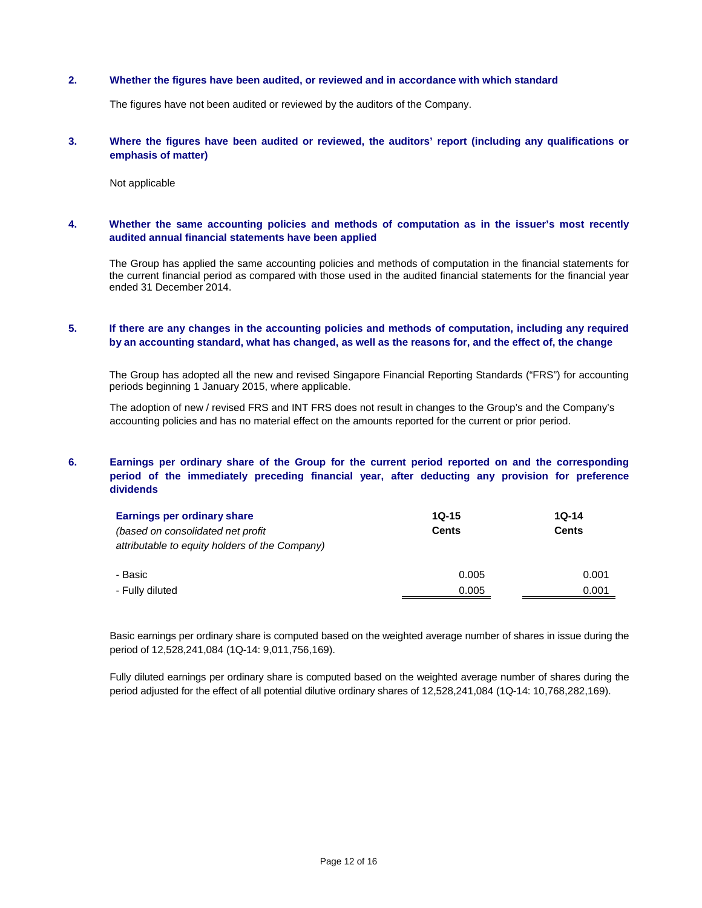**2. Whether the figures have been audited, or reviewed and in accordance with which standard**

The figures have not been audited or reviewed by the auditors of the Company.

**3. Where the figures have been audited or reviewed, the auditors' report (including any qualifications or emphasis of matter)**

Not applicable

**4. Whether the same accounting policies and methods of computation as in the issuer's most recently audited annual financial statements have been applied**

The Group has applied the same accounting policies and methods of computation in the financial statements for the current financial period as compared with those used in the audited financial statements for the financial year ended 31 December 2014.

**5. If there are any changes in the accounting policies and methods of computation, including any required by an accounting standard, what has changed, as well as the reasons for, and the effect of, the change**

The Group has adopted all the new and revised Singapore Financial Reporting Standards ("FRS") for accounting periods beginning 1 January 2015, where applicable.

The adoption of new / revised FRS and INT FRS does not result in changes to the Group's and the Company's accounting policies and has no material effect on the amounts reported for the current or prior period.

**6. Earnings per ordinary share of the Group for the current period reported on and the corresponding period of the immediately preceding financial year, after deducting any provision for preference dividends**

| **Earnings per ordinary share** *(based on consolidated net profit attributable to equity holders of the Company)* | **1Q-15 Cents** | **1Q-14 Cents** |
|---|---|---|
| - Basic | 0.005 | 0.001 |
| - Fully diluted | 0.005 | 0.001 |

Basic earnings per ordinary share is computed based on the weighted average number of shares in issue during the period of 12,528,241,084 (1Q-14: 9,011,756,169).

Fully diluted earnings per ordinary share is computed based on the weighted average number of shares during the period adjusted for the effect of all potential dilutive ordinary shares of 12,528,241,084 (1Q-14: 10,768,282,169).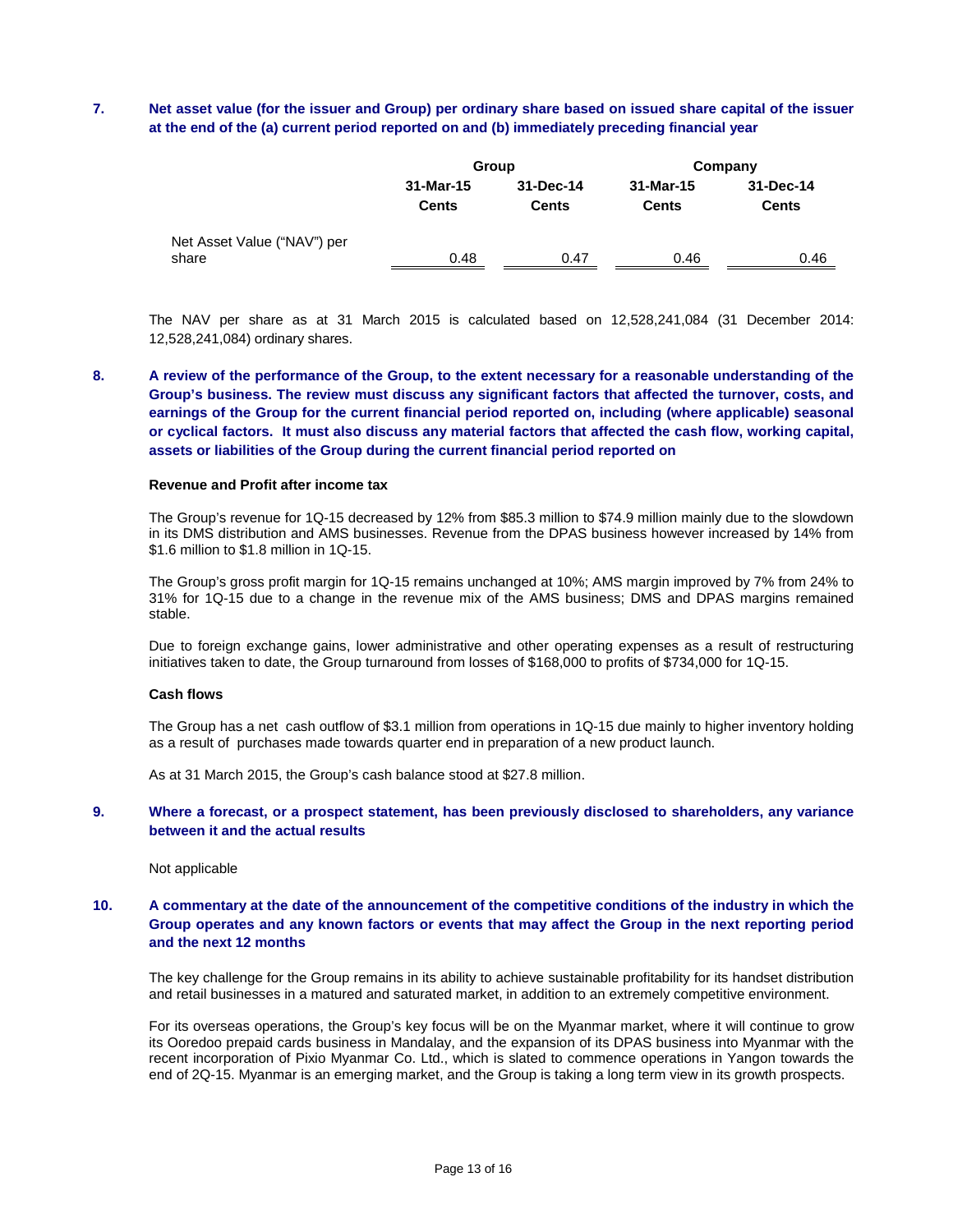## 7. Net asset value (for the issuer and Group) per ordinary share based on issued share capital of the issuer at the end of the (a) current period reported on and (b) immediately preceding financial year

| | Group | | Company | |
|---|---|---|---|---|
| | 31-Mar-15 | 31-Dec-14 | 31-Mar-15 | 31-Dec-14 |
| | Cents | Cents | Cents | Cents |
| Net Asset Value ("NAV") per share | 0.48 | 0.47 | 0.46 | 0.46 |

The NAV per share as at 31 March 2015 is calculated based on 12,528,241,084 (31 December 2014: 12,528,241,084) ordinary shares.

## 8. A review of the performance of the Group, to the extent necessary for a reasonable understanding of the Group's business. The review must discuss any significant factors that affected the turnover, costs, and earnings of the Group for the current financial period reported on, including (where applicable) seasonal or cyclical factors. It must also discuss any material factors that affected the cash flow, working capital, assets or liabilities of the Group during the current financial period reported on

**Revenue and Profit after income tax**

The Group's revenue for 1Q-15 decreased by 12% from $85.3 million to $74.9 million mainly due to the slowdown in its DMS distribution and AMS businesses. Revenue from the DPAS business however increased by 14% from $1.6 million to $1.8 million in 1Q-15.

The Group's gross profit margin for 1Q-15 remains unchanged at 10%; AMS margin improved by 7% from 24% to 31% for 1Q-15 due to a change in the revenue mix of the AMS business; DMS and DPAS margins remained stable.

Due to foreign exchange gains, lower administrative and other operating expenses as a result of restructuring initiatives taken to date, the Group turnaround from losses of $168,000 to profits of $734,000 for 1Q-15.

**Cash flows**

The Group has a net cash outflow of $3.1 million from operations in 1Q-15 due mainly to higher inventory holding as a result of purchases made towards quarter end in preparation of a new product launch.

As at 31 March 2015, the Group's cash balance stood at $27.8 million.

## 9. Where a forecast, or a prospect statement, has been previously disclosed to shareholders, any variance between it and the actual results

Not applicable

## 10. A commentary at the date of the announcement of the competitive conditions of the industry in which the Group operates and any known factors or events that may affect the Group in the next reporting period and the next 12 months

The key challenge for the Group remains in its ability to achieve sustainable profitability for its handset distribution and retail businesses in a matured and saturated market, in addition to an extremely competitive environment.

For its overseas operations, the Group's key focus will be on the Myanmar market, where it will continue to grow its Ooredoo prepaid cards business in Mandalay, and the expansion of its DPAS business into Myanmar with the recent incorporation of Pixio Myanmar Co. Ltd., which is slated to commence operations in Yangon towards the end of 2Q-15. Myanmar is an emerging market, and the Group is taking a long term view in its growth prospects.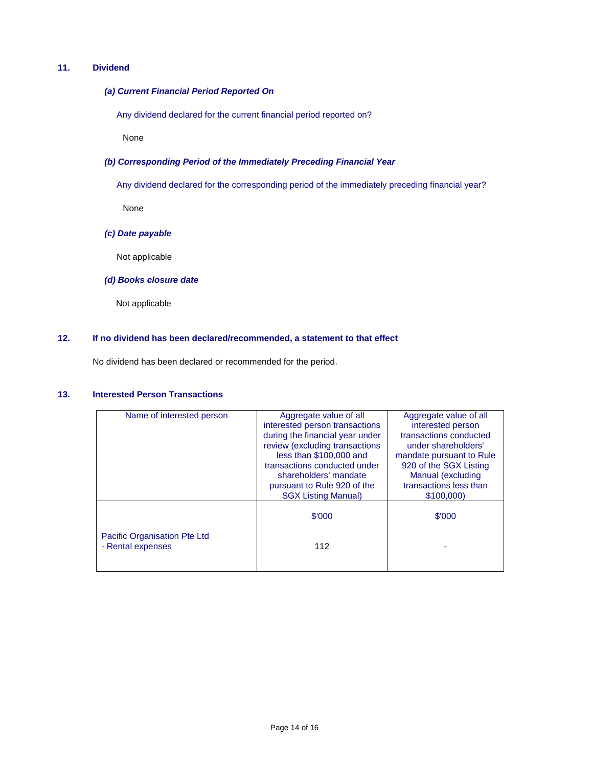## 11. Dividend

***(a) Current Financial Period Reported On***

Any dividend declared for the current financial period reported on?

None

***(b) Corresponding Period of the Immediately Preceding Financial Year***

Any dividend declared for the corresponding period of the immediately preceding financial year?

None

***(c) Date payable***

Not applicable

***(d) Books closure date***

Not applicable

## 12. If no dividend has been declared/recommended, a statement to that effect

No dividend has been declared or recommended for the period.

## 13. Interested Person Transactions

| Name of interested person | Aggregate value of all interested person transactions during the financial year under review (excluding transactions less than $100,000 and transactions conducted under shareholders' mandate pursuant to Rule 920 of the SGX Listing Manual) | Aggregate value of all interested person transactions conducted under shareholders' mandate pursuant to Rule 920 of the SGX Listing Manual (excluding transactions less than $100,000) |
|---|---|---|
| | $'000 | $'000 |
| Pacific Organisation Pte Ltd<br>- Rental expenses | 112 | - |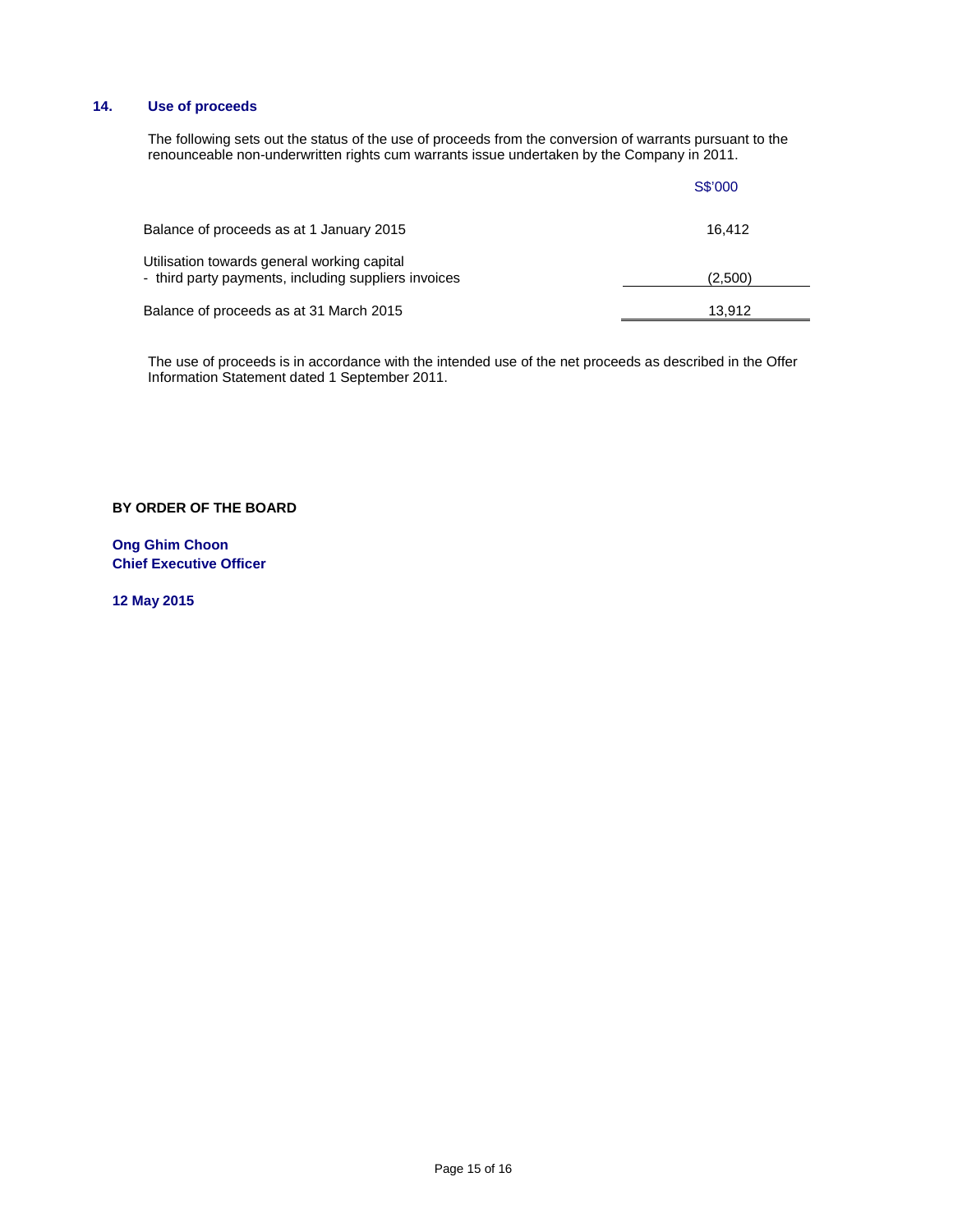## 14. Use of proceeds

The following sets out the status of the use of proceeds from the conversion of warrants pursuant to the renounceable non-underwritten rights cum warrants issue undertaken by the Company in 2011.

| | S$'000 |
|---|---|
| Balance of proceeds as at 1 January 2015 | 16,412 |
| Utilisation towards general working capital<br>- third party payments, including suppliers invoices | (2,500) |
| Balance of proceeds as at 31 March 2015 | 13,912 |

The use of proceeds is in accordance with the intended use of the net proceeds as described in the Offer Information Statement dated 1 September 2011.

**BY ORDER OF THE BOARD**

**Ong Ghim Choon**
**Chief Executive Officer**

**12 May 2015**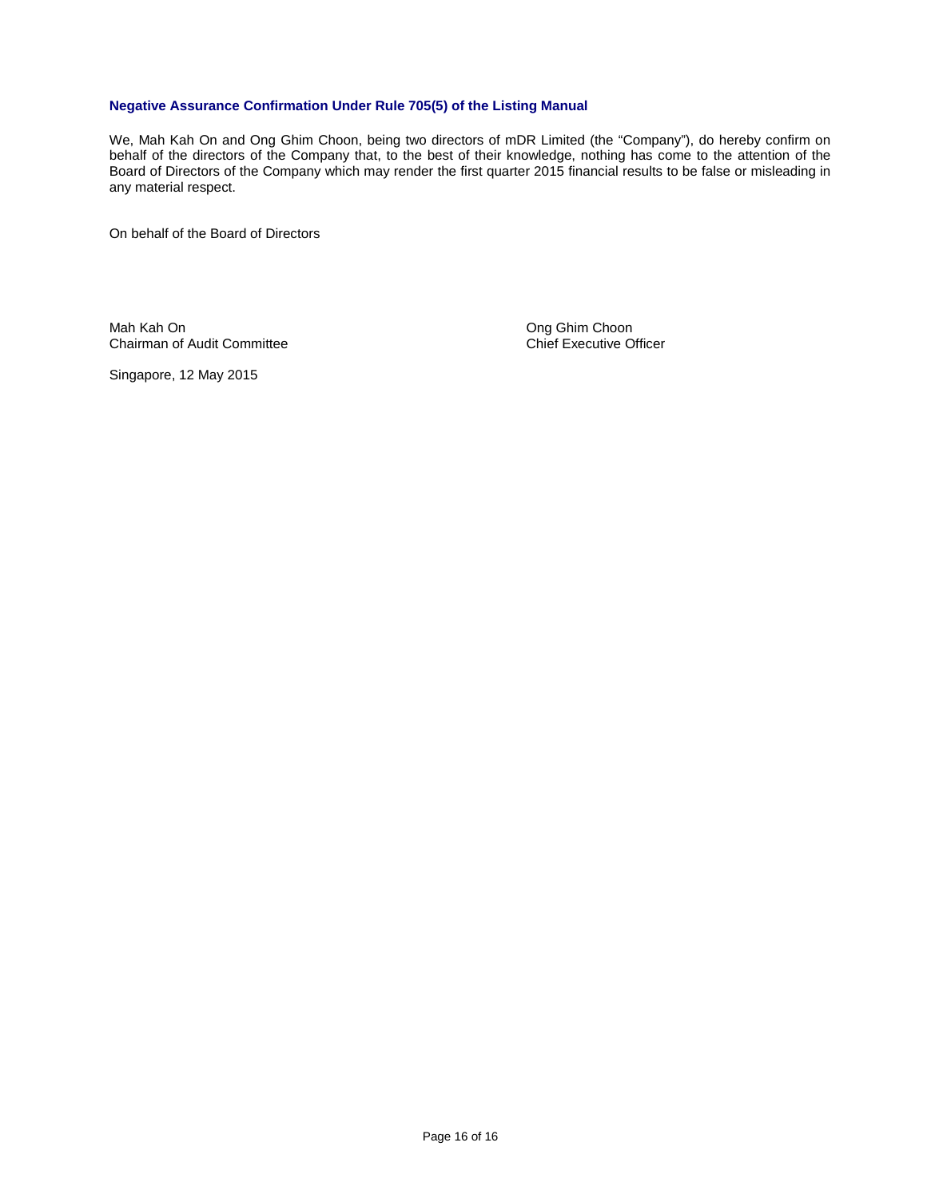### Negative Assurance Confirmation Under Rule 705(5) of the Listing Manual

We, Mah Kah On and Ong Ghim Choon, being two directors of mDR Limited (the "Company"), do hereby confirm on behalf of the directors of the Company that, to the best of their knowledge, nothing has come to the attention of the Board of Directors of the Company which may render the first quarter 2015 financial results to be false or misleading in any material respect.

On behalf of the Board of Directors

Mah Kah On
Chairman of Audit Committee

Ong Ghim Choon
Chief Executive Officer

Singapore, 12 May 2015